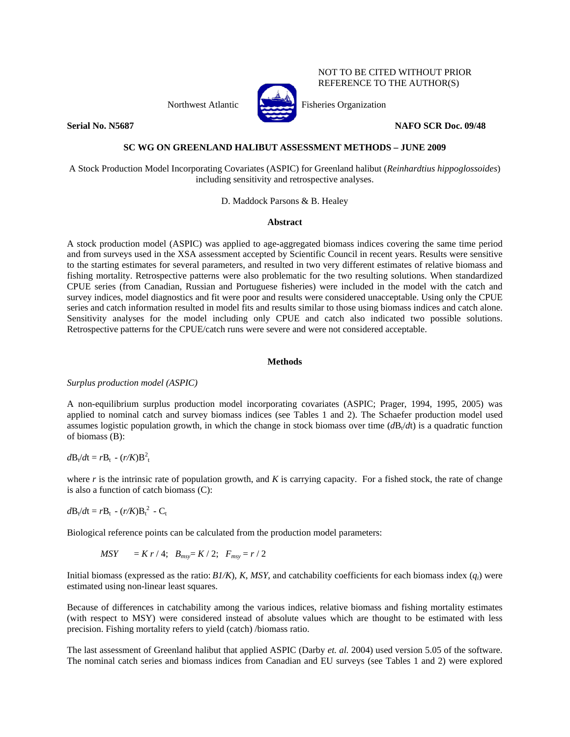NOT TO BE CITED WITHOUT PRIOR REFERENCE TO THE AUTHOR(S)

Northwest Atlantic Fisheries Organization

**Serial No. N5687** **NAFO SCR Doc. 09/48**

**SC WG ON GREENLAND HALIBUT ASSESSMENT METHODS – JUNE 2009**

A Stock Production Model Incorporating Covariates (ASPIC) for Greenland halibut (*Reinhardtius hippoglossoides*) including sensitivity and retrospective analyses.

D. Maddock Parsons & B. Healey

## Abstract

A stock production model (ASPIC) was applied to age-aggregated biomass indices covering the same time period and from surveys used in the XSA assessment accepted by Scientific Council in recent years. Results were sensitive to the starting estimates for several parameters, and resulted in two very different estimates of relative biomass and fishing mortality. Retrospective patterns were also problematic for the two resulting solutions. When standardized CPUE series (from Canadian, Russian and Portuguese fisheries) were included in the model with the catch and survey indices, model diagnostics and fit were poor and results were considered unacceptable. Using only the CPUE series and catch information resulted in model fits and results similar to those using biomass indices and catch alone. Sensitivity analyses for the model including only CPUE and catch also indicated two possible solutions. Retrospective patterns for the CPUE/catch runs were severe and were not considered acceptable.

## Methods

*Surplus production model (ASPIC)*

A non-equilibrium surplus production model incorporating covariates (ASPIC; Prager, 1994, 1995, 2005) was applied to nominal catch and survey biomass indices (see Tables 1 and 2). The Schaefer production model used assumes logistic population growth, in which the change in stock biomass over time ($dB_t/dt$) is a quadratic function of biomass (B):

$$dB_t/dt = rB_t - (r/K)B_t^2$$

where $r$ is the intrinsic rate of population growth, and $K$ is carrying capacity. For a fished stock, the rate of change is also a function of catch biomass (C):

$$dB_t/dt = rB_t - (r/K)B_t^2 - C_t$$

Biological reference points can be calculated from the production model parameters:

$$MSY = K\,r / 4; \quad B_{msy} = K / 2; \quad F_{msy} = r / 2$$

Initial biomass (expressed as the ratio: $B1/K$), $K$, $MSY$, and catchability coefficients for each biomass index ($q_i$) were estimated using non-linear least squares.

Because of differences in catchability among the various indices, relative biomass and fishing mortality estimates (with respect to MSY) were considered instead of absolute values which are thought to be estimated with less precision. Fishing mortality refers to yield (catch) /biomass ratio.

The last assessment of Greenland halibut that applied ASPIC (Darby *et. al.* 2004) used version 5.05 of the software. The nominal catch series and biomass indices from Canadian and EU surveys (see Tables 1 and 2) were explored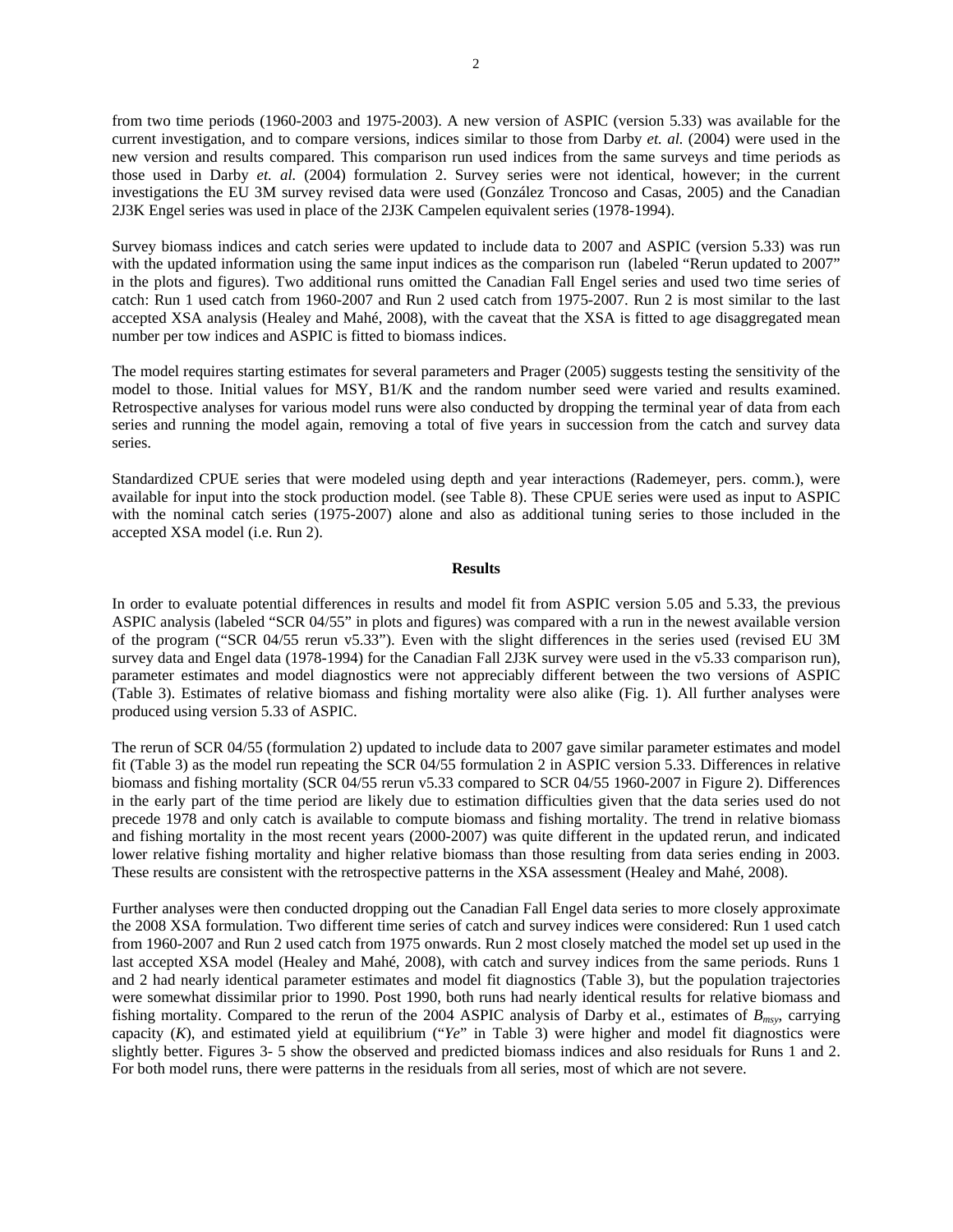from two time periods (1960-2003 and 1975-2003). A new version of ASPIC (version 5.33) was available for the current investigation, and to compare versions, indices similar to those from Darby *et. al.* (2004) were used in the new version and results compared. This comparison run used indices from the same surveys and time periods as those used in Darby *et. al.* (2004) formulation 2. Survey series were not identical, however; in the current investigations the EU 3M survey revised data were used (González Troncoso and Casas, 2005) and the Canadian 2J3K Engel series was used in place of the 2J3K Campelen equivalent series (1978-1994).

Survey biomass indices and catch series were updated to include data to 2007 and ASPIC (version 5.33) was run with the updated information using the same input indices as the comparison run (labeled "Rerun updated to 2007" in the plots and figures). Two additional runs omitted the Canadian Fall Engel series and used two time series of catch: Run 1 used catch from 1960-2007 and Run 2 used catch from 1975-2007. Run 2 is most similar to the last accepted XSA analysis (Healey and Mahé, 2008), with the caveat that the XSA is fitted to age disaggregated mean number per tow indices and ASPIC is fitted to biomass indices.

The model requires starting estimates for several parameters and Prager (2005) suggests testing the sensitivity of the model to those. Initial values for MSY, B1/K and the random number seed were varied and results examined. Retrospective analyses for various model runs were also conducted by dropping the terminal year of data from each series and running the model again, removing a total of five years in succession from the catch and survey data series.

Standardized CPUE series that were modeled using depth and year interactions (Rademeyer, pers. comm.), were available for input into the stock production model. (see Table 8). These CPUE series were used as input to ASPIC with the nominal catch series (1975-2007) alone and also as additional tuning series to those included in the accepted XSA model (i.e. Run 2).

## Results

In order to evaluate potential differences in results and model fit from ASPIC version 5.05 and 5.33, the previous ASPIC analysis (labeled "SCR 04/55" in plots and figures) was compared with a run in the newest available version of the program ("SCR 04/55 rerun v5.33"). Even with the slight differences in the series used (revised EU 3M survey data and Engel data (1978-1994) for the Canadian Fall 2J3K survey were used in the v5.33 comparison run), parameter estimates and model diagnostics were not appreciably different between the two versions of ASPIC (Table 3). Estimates of relative biomass and fishing mortality were also alike (Fig. 1). All further analyses were produced using version 5.33 of ASPIC.

The rerun of SCR 04/55 (formulation 2) updated to include data to 2007 gave similar parameter estimates and model fit (Table 3) as the model run repeating the SCR 04/55 formulation 2 in ASPIC version 5.33. Differences in relative biomass and fishing mortality (SCR 04/55 rerun v5.33 compared to SCR 04/55 1960-2007 in Figure 2). Differences in the early part of the time period are likely due to estimation difficulties given that the data series used do not precede 1978 and only catch is available to compute biomass and fishing mortality. The trend in relative biomass and fishing mortality in the most recent years (2000-2007) was quite different in the updated rerun, and indicated lower relative fishing mortality and higher relative biomass than those resulting from data series ending in 2003. These results are consistent with the retrospective patterns in the XSA assessment (Healey and Mahé, 2008).

Further analyses were then conducted dropping out the Canadian Fall Engel data series to more closely approximate the 2008 XSA formulation. Two different time series of catch and survey indices were considered: Run 1 used catch from 1960-2007 and Run 2 used catch from 1975 onwards. Run 2 most closely matched the model set up used in the last accepted XSA model (Healey and Mahé, 2008), with catch and survey indices from the same periods. Runs 1 and 2 had nearly identical parameter estimates and model fit diagnostics (Table 3), but the population trajectories were somewhat dissimilar prior to 1990. Post 1990, both runs had nearly identical results for relative biomass and fishing mortality. Compared to the rerun of the 2004 ASPIC analysis of Darby et al., estimates of $B_{msy}$, carrying capacity ($K$), and estimated yield at equilibrium ("*Ye*" in Table 3) were higher and model fit diagnostics were slightly better. Figures 3- 5 show the observed and predicted biomass indices and also residuals for Runs 1 and 2. For both model runs, there were patterns in the residuals from all series, most of which are not severe.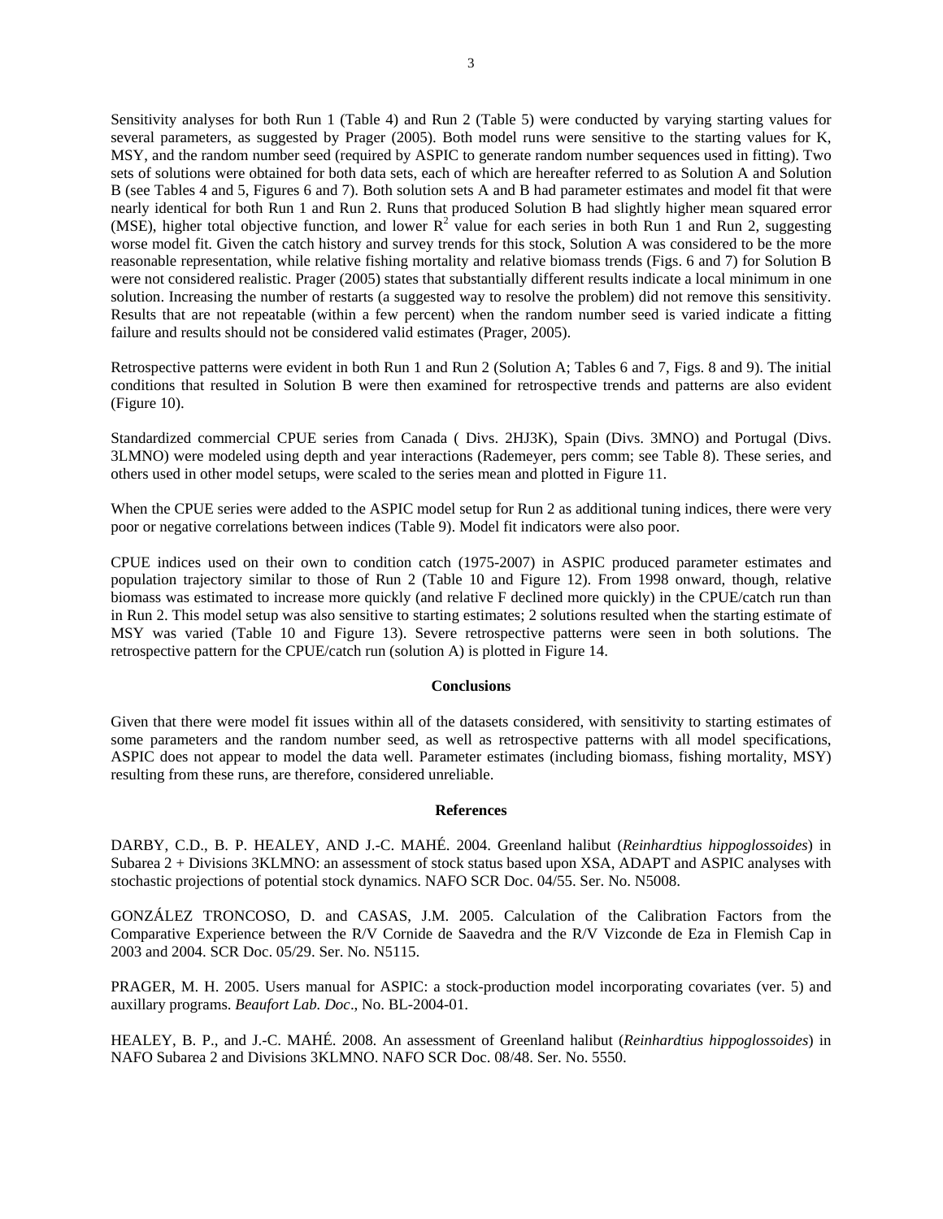Sensitivity analyses for both Run 1 (Table 4) and Run 2 (Table 5) were conducted by varying starting values for several parameters, as suggested by Prager (2005). Both model runs were sensitive to the starting values for K, MSY, and the random number seed (required by ASPIC to generate random number sequences used in fitting). Two sets of solutions were obtained for both data sets, each of which are hereafter referred to as Solution A and Solution B (see Tables 4 and 5, Figures 6 and 7). Both solution sets A and B had parameter estimates and model fit that were nearly identical for both Run 1 and Run 2. Runs that produced Solution B had slightly higher mean squared error (MSE), higher total objective function, and lower $R^2$ value for each series in both Run 1 and Run 2, suggesting worse model fit. Given the catch history and survey trends for this stock, Solution A was considered to be the more reasonable representation, while relative fishing mortality and relative biomass trends (Figs. 6 and 7) for Solution B were not considered realistic. Prager (2005) states that substantially different results indicate a local minimum in one solution. Increasing the number of restarts (a suggested way to resolve the problem) did not remove this sensitivity. Results that are not repeatable (within a few percent) when the random number seed is varied indicate a fitting failure and results should not be considered valid estimates (Prager, 2005).

Retrospective patterns were evident in both Run 1 and Run 2 (Solution A; Tables 6 and 7, Figs. 8 and 9). The initial conditions that resulted in Solution B were then examined for retrospective trends and patterns are also evident (Figure 10).

Standardized commercial CPUE series from Canada ( Divs. 2HJ3K), Spain (Divs. 3MNO) and Portugal (Divs. 3LMNO) were modeled using depth and year interactions (Rademeyer, pers comm; see Table 8). These series, and others used in other model setups, were scaled to the series mean and plotted in Figure 11.

When the CPUE series were added to the ASPIC model setup for Run 2 as additional tuning indices, there were very poor or negative correlations between indices (Table 9). Model fit indicators were also poor.

CPUE indices used on their own to condition catch (1975-2007) in ASPIC produced parameter estimates and population trajectory similar to those of Run 2 (Table 10 and Figure 12). From 1998 onward, though, relative biomass was estimated to increase more quickly (and relative F declined more quickly) in the CPUE/catch run than in Run 2. This model setup was also sensitive to starting estimates; 2 solutions resulted when the starting estimate of MSY was varied (Table 10 and Figure 13). Severe retrospective patterns were seen in both solutions. The retrospective pattern for the CPUE/catch run (solution A) is plotted in Figure 14.

## Conclusions

Given that there were model fit issues within all of the datasets considered, with sensitivity to starting estimates of some parameters and the random number seed, as well as retrospective patterns with all model specifications, ASPIC does not appear to model the data well. Parameter estimates (including biomass, fishing mortality, MSY) resulting from these runs, are therefore, considered unreliable.

## References

DARBY, C.D., B. P. HEALEY, AND J.-C. MAHÉ. 2004. Greenland halibut (*Reinhardtius hippoglossoides*) in Subarea 2 + Divisions 3KLMNO: an assessment of stock status based upon XSA, ADAPT and ASPIC analyses with stochastic projections of potential stock dynamics. NAFO SCR Doc. 04/55. Ser. No. N5008.

GONZÁLEZ TRONCOSO, D. and CASAS, J.M. 2005. Calculation of the Calibration Factors from the Comparative Experience between the R/V Cornide de Saavedra and the R/V Vizconde de Eza in Flemish Cap in 2003 and 2004. SCR Doc. 05/29. Ser. No. N5115.

PRAGER, M. H. 2005. Users manual for ASPIC: a stock-production model incorporating covariates (ver. 5) and auxillary programs. *Beaufort Lab. Doc*., No. BL-2004-01.

HEALEY, B. P., and J.-C. MAHÉ. 2008. An assessment of Greenland halibut (*Reinhardtius hippoglossoides*) in NAFO Subarea 2 and Divisions 3KLMNO. NAFO SCR Doc. 08/48. Ser. No. 5550.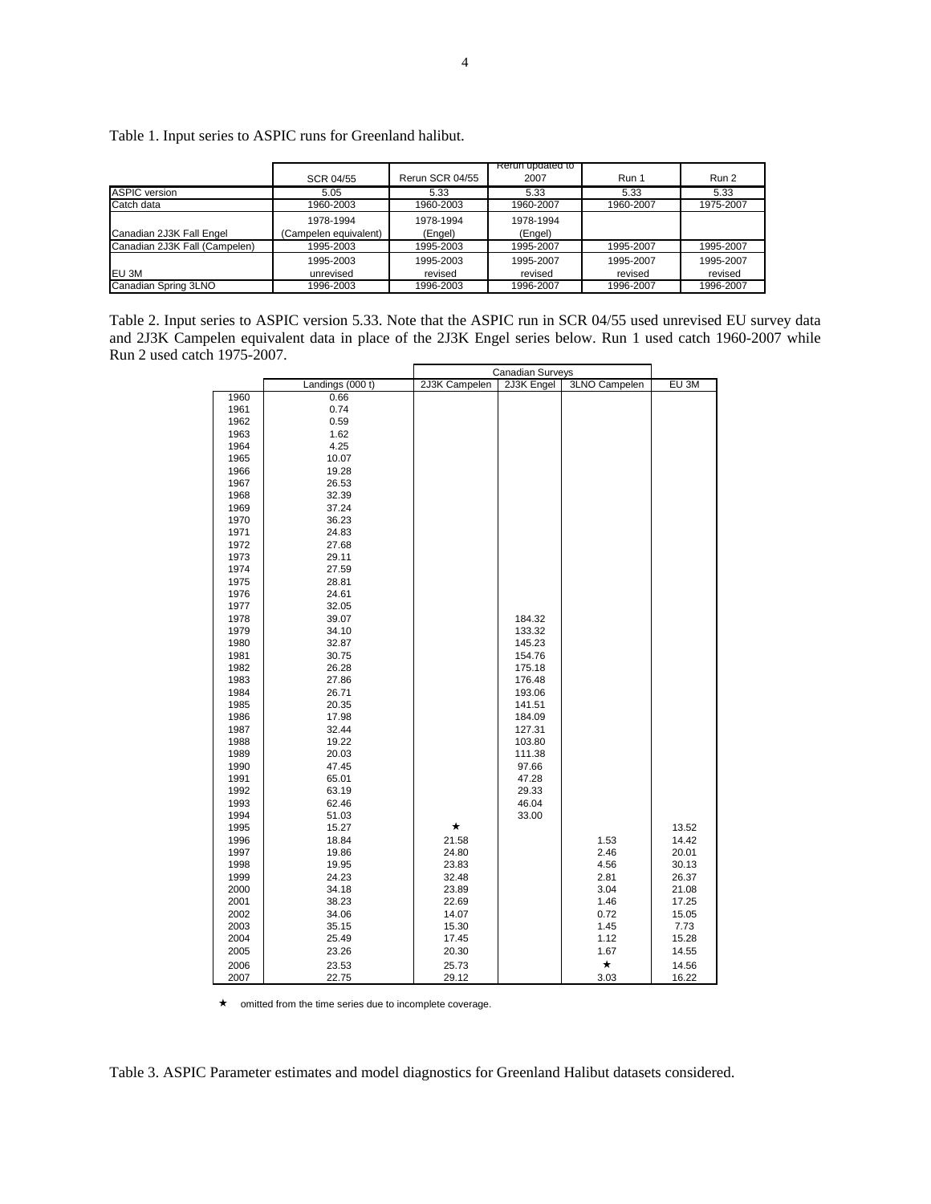Table 1. Input series to ASPIC runs for Greenland halibut.

| | SCR 04/55 | Rerun SCR 04/55 | Rerun updated to 2007 | Run 1 | Run 2 |
|---|---|---|---|---|---|
| ASPIC version | 5.05 | 5.33 | 5.33 | 5.33 | 5.33 |
| Catch data | 1960-2003 | 1960-2003 | 1960-2007 | 1960-2007 | 1975-2007 |
| Canadian 2J3K Fall Engel | 1978-1994 (Campelen equivalent) | 1978-1994 (Engel) | 1978-1994 (Engel) | | |
| Canadian 2J3K Fall (Campelen) | 1995-2003 | 1995-2003 | 1995-2007 | 1995-2007 | 1995-2007 |
| EU 3M | 1995-2003 unrevised | 1995-2003 revised | 1995-2007 revised | 1995-2007 revised | 1995-2007 revised |
| Canadian Spring 3LNO | 1996-2003 | 1996-2003 | 1996-2007 | 1996-2007 | 1996-2007 |

Table 2. Input series to ASPIC version 5.33. Note that the ASPIC run in SCR 04/55 used unrevised EU survey data and 2J3K Campelen equivalent data in place of the 2J3K Engel series below. Run 1 used catch 1960-2007 while Run 2 used catch 1975-2007.

| | | Canadian Surveys | | | |
|---|---|---|---|---|---|
| | Landings (000 t) | 2J3K Campelen | 2J3K Engel | 3LNO Campelen | EU 3M |
| 1960 | 0.66 | | | | |
| 1961 | 0.74 | | | | |
| 1962 | 0.59 | | | | |
| 1963 | 1.62 | | | | |
| 1964 | 4.25 | | | | |
| 1965 | 10.07 | | | | |
| 1966 | 19.28 | | | | |
| 1967 | 26.53 | | | | |
| 1968 | 32.39 | | | | |
| 1969 | 37.24 | | | | |
| 1970 | 36.23 | | | | |
| 1971 | 24.83 | | | | |
| 1972 | 27.68 | | | | |
| 1973 | 29.11 | | | | |
| 1974 | 27.59 | | | | |
| 1975 | 28.81 | | | | |
| 1976 | 24.61 | | | | |
| 1977 | 32.05 | | | | |
| 1978 | 39.07 | | 184.32 | | |
| 1979 | 34.10 | | 133.32 | | |
| 1980 | 32.87 | | 145.23 | | |
| 1981 | 30.75 | | 154.76 | | |
| 1982 | 26.28 | | 175.18 | | |
| 1983 | 27.86 | | 176.48 | | |
| 1984 | 26.71 | | 193.06 | | |
| 1985 | 20.35 | | 141.51 | | |
| 1986 | 17.98 | | 184.09 | | |
| 1987 | 32.44 | | 127.31 | | |
| 1988 | 19.22 | | 103.80 | | |
| 1989 | 20.03 | | 111.38 | | |
| 1990 | 47.45 | | 97.66 | | |
| 1991 | 65.01 | | 47.28 | | |
| 1992 | 63.19 | | 29.33 | | |
| 1993 | 62.46 | | 46.04 | | |
| 1994 | 51.03 | | 33.00 | | |
| 1995 | 15.27 | ★ | | | 13.52 |
| 1996 | 18.84 | 21.58 | | 1.53 | 14.42 |
| 1997 | 19.86 | 24.80 | | 2.46 | 20.01 |
| 1998 | 19.95 | 23.83 | | 4.56 | 30.13 |
| 1999 | 24.23 | 32.48 | | 2.81 | 26.37 |
| 2000 | 34.18 | 23.89 | | 3.04 | 21.08 |
| 2001 | 38.23 | 22.69 | | 1.46 | 17.25 |
| 2002 | 34.06 | 14.07 | | 0.72 | 15.05 |
| 2003 | 35.15 | 15.30 | | 1.45 | 7.73 |
| 2004 | 25.49 | 17.45 | | 1.12 | 15.28 |
| 2005 | 23.26 | 20.30 | | 1.67 | 14.55 |
| 2006 | 23.53 | 25.73 | | ★ | 14.56 |
| 2007 | 22.75 | 29.12 | | 3.03 | 16.22 |

★ omitted from the time series due to incomplete coverage.

Table 3. ASPIC Parameter estimates and model diagnostics for Greenland Halibut datasets considered.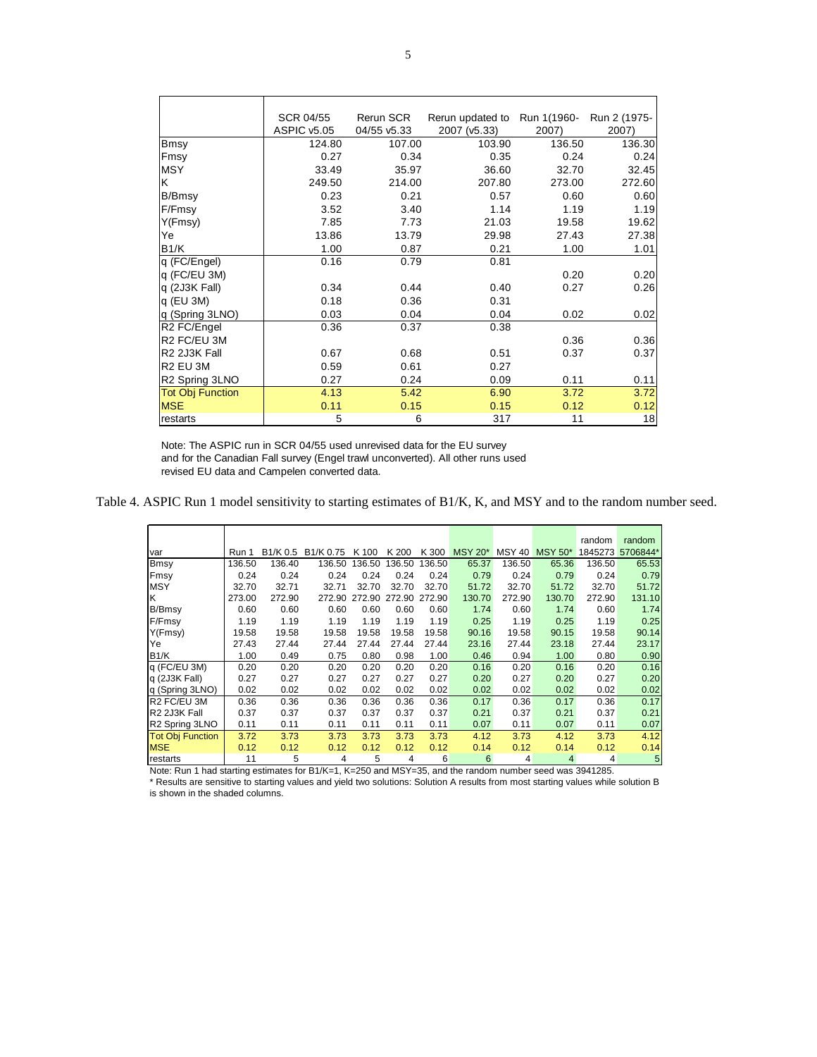| | SCR 04/55 ASPIC v5.05 | Rerun SCR 04/55 v5.33 | Rerun updated to 2007 (v5.33) | Run 1(1960-2007) | Run 2 (1975-2007) |
|---|---|---|---|---|---|
| Bmsy | 124.80 | 107.00 | 103.90 | 136.50 | 136.30 |
| Fmsy | 0.27 | 0.34 | 0.35 | 0.24 | 0.24 |
| MSY | 33.49 | 35.97 | 36.60 | 32.70 | 32.45 |
| K | 249.50 | 214.00 | 207.80 | 273.00 | 272.60 |
| B/Bmsy | 0.23 | 0.21 | 0.57 | 0.60 | 0.60 |
| F/Fmsy | 3.52 | 3.40 | 1.14 | 1.19 | 1.19 |
| Y(Fmsy) | 7.85 | 7.73 | 21.03 | 19.58 | 19.62 |
| Ye | 13.86 | 13.79 | 29.98 | 27.43 | 27.38 |
| B1/K | 1.00 | 0.87 | 0.21 | 1.00 | 1.01 |
| q (FC/Engel) | 0.16 | 0.79 | 0.81 | | |
| q (FC/EU 3M) | | | | 0.20 | 0.20 |
| q (2J3K Fall) | 0.34 | 0.44 | 0.40 | 0.27 | 0.26 |
| q (EU 3M) | 0.18 | 0.36 | 0.31 | | |
| q (Spring 3LNO) | 0.03 | 0.04 | 0.04 | 0.02 | 0.02 |
| R2 FC/Engel | 0.36 | 0.37 | 0.38 | | |
| R2 FC/EU 3M | | | | 0.36 | 0.36 |
| R2 2J3K Fall | 0.67 | 0.68 | 0.51 | 0.37 | 0.37 |
| R2 EU 3M | 0.59 | 0.61 | 0.27 | | |
| R2 Spring 3LNO | 0.27 | 0.24 | 0.09 | 0.11 | 0.11 |
| Tot Obj Function | 4.13 | 5.42 | 6.90 | 3.72 | 3.72 |
| MSE | 0.11 | 0.15 | 0.15 | 0.12 | 0.12 |
| restarts | 5 | 6 | 317 | 11 | 18 |

Note: The ASPIC run in SCR 04/55 used unrevised data for the EU survey and for the Canadian Fall survey (Engel trawl unconverted). All other runs used revised EU data and Campelen converted data.

Table 4. ASPIC Run 1 model sensitivity to starting estimates of B1/K, K, and MSY and to the random number seed.

| var | Run 1 | B1/K 0.5 | B1/K 0.75 | K 100 | K 200 | K 300 | MSY 20* | MSY 40 | MSY 50* | random 1845273 | random 5706844* |
|---|---|---|---|---|---|---|---|---|---|---|---|
| Bmsy | 136.50 | 136.40 | 136.50 | 136.50 | 136.50 | 136.50 | 65.37 | 136.50 | 65.36 | 136.50 | 65.53 |
| Fmsy | 0.24 | 0.24 | 0.24 | 0.24 | 0.24 | 0.24 | 0.79 | 0.24 | 0.79 | 0.24 | 0.79 |
| MSY | 32.70 | 32.71 | 32.71 | 32.70 | 32.70 | 32.70 | 51.72 | 32.70 | 51.72 | 32.70 | 51.72 |
| K | 273.00 | 272.90 | 272.90 | 272.90 | 272.90 | 272.90 | 130.70 | 272.90 | 130.70 | 272.90 | 131.10 |
| B/Bmsy | 0.60 | 0.60 | 0.60 | 0.60 | 0.60 | 0.60 | 1.74 | 0.60 | 1.74 | 0.60 | 1.74 |
| F/Fmsy | 1.19 | 1.19 | 1.19 | 1.19 | 1.19 | 1.19 | 0.25 | 1.19 | 0.25 | 1.19 | 0.25 |
| Y(Fmsy) | 19.58 | 19.58 | 19.58 | 19.58 | 19.58 | 19.58 | 90.16 | 19.58 | 90.15 | 19.58 | 90.14 |
| Ye | 27.43 | 27.44 | 27.44 | 27.44 | 27.44 | 27.44 | 23.16 | 27.44 | 23.18 | 27.44 | 23.17 |
| B1/K | 1.00 | 0.49 | 0.75 | 0.80 | 0.98 | 1.00 | 0.46 | 0.94 | 1.00 | 0.80 | 0.90 |
| q (FC/EU 3M) | 0.20 | 0.20 | 0.20 | 0.20 | 0.20 | 0.20 | 0.16 | 0.20 | 0.16 | 0.20 | 0.16 |
| q (2J3K Fall) | 0.27 | 0.27 | 0.27 | 0.27 | 0.27 | 0.27 | 0.20 | 0.27 | 0.20 | 0.27 | 0.20 |
| q (Spring 3LNO) | 0.02 | 0.02 | 0.02 | 0.02 | 0.02 | 0.02 | 0.02 | 0.02 | 0.02 | 0.02 | 0.02 |
| R2 FC/EU 3M | 0.36 | 0.36 | 0.36 | 0.36 | 0.36 | 0.36 | 0.17 | 0.36 | 0.17 | 0.36 | 0.17 |
| R2 2J3K Fall | 0.37 | 0.37 | 0.37 | 0.37 | 0.37 | 0.37 | 0.21 | 0.37 | 0.21 | 0.37 | 0.21 |
| R2 Spring 3LNO | 0.11 | 0.11 | 0.11 | 0.11 | 0.11 | 0.11 | 0.07 | 0.11 | 0.07 | 0.11 | 0.07 |
| Tot Obj Function | 3.72 | 3.73 | 3.73 | 3.73 | 3.73 | 3.73 | 4.12 | 3.73 | 4.12 | 3.73 | 4.12 |
| MSE | 0.12 | 0.12 | 0.12 | 0.12 | 0.12 | 0.12 | 0.14 | 0.12 | 0.14 | 0.12 | 0.14 |
| restarts | 11 | 5 | 4 | 5 | 4 | 6 | 6 | 4 | 4 | 4 | 5 |

Note: Run 1 had starting estimates for B1/K=1, K=250 and MSY=35, and the random number seed was 3941285.
* Results are sensitive to starting values and yield two solutions: Solution A results from most starting values while solution B is shown in the shaded columns.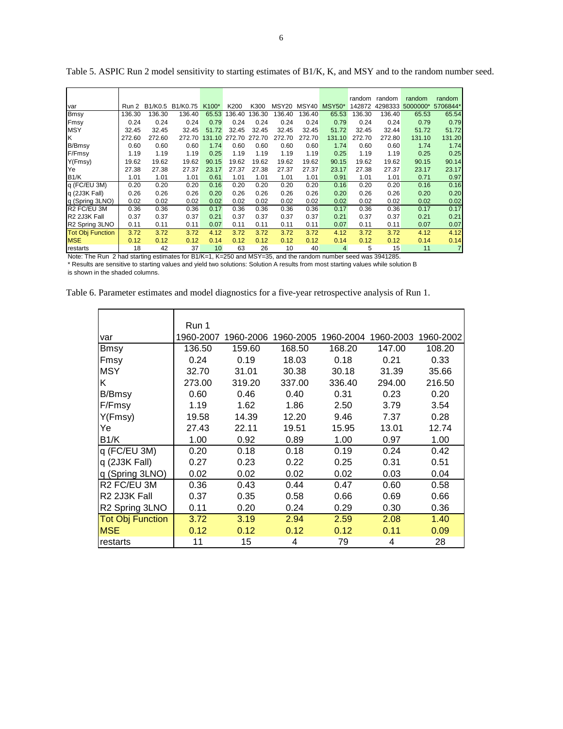Table 5. ASPIC Run 2 model sensitivity to starting estimates of B1/K, K, and MSY and to the random number seed.

| var | Run 2 | B1/K0.5 | B1/K0.75 | K100* | K200 | K300 | MSY20 | MSY40 | MSY50* | random 142872 | random 4298333 | random 5000000* | random 5706844* |
|---|---|---|---|---|---|---|---|---|---|---|---|---|---|
| Bmsy | 136.30 | 136.30 | 136.40 | 65.53 | 136.40 | 136.30 | 136.40 | 136.40 | 65.53 | 136.30 | 136.40 | 65.53 | 65.54 |
| Fmsy | 0.24 | 0.24 | 0.24 | 0.79 | 0.24 | 0.24 | 0.24 | 0.24 | 0.79 | 0.24 | 0.24 | 0.79 | 0.79 |
| MSY | 32.45 | 32.45 | 32.45 | 51.72 | 32.45 | 32.45 | 32.45 | 32.45 | 51.72 | 32.45 | 32.44 | 51.72 | 51.72 |
| K | 272.60 | 272.60 | 272.70 | 131.10 | 272.70 | 272.70 | 272.70 | 272.70 | 131.10 | 272.70 | 272.80 | 131.10 | 131.20 |
| B/Bmsy | 0.60 | 0.60 | 0.60 | 1.74 | 0.60 | 0.60 | 0.60 | 0.60 | 1.74 | 0.60 | 0.60 | 1.74 | 1.74 |
| F/Fmsy | 1.19 | 1.19 | 1.19 | 0.25 | 1.19 | 1.19 | 1.19 | 1.19 | 0.25 | 1.19 | 1.19 | 0.25 | 0.25 |
| Y(Fmsy) | 19.62 | 19.62 | 19.62 | 90.15 | 19.62 | 19.62 | 19.62 | 19.62 | 90.15 | 19.62 | 19.62 | 90.15 | 90.14 |
| Ye | 27.38 | 27.38 | 27.37 | 23.17 | 27.37 | 27.38 | 27.37 | 27.37 | 23.17 | 27.38 | 27.37 | 23.17 | 23.17 |
| B1/K | 1.01 | 1.01 | 1.01 | 0.61 | 1.01 | 1.01 | 1.01 | 1.01 | 0.91 | 1.01 | 1.01 | 0.71 | 0.97 |
| q (FC/EU 3M) | 0.20 | 0.20 | 0.20 | 0.16 | 0.20 | 0.20 | 0.20 | 0.20 | 0.16 | 0.20 | 0.20 | 0.16 | 0.16 |
| q (2J3K Fall) | 0.26 | 0.26 | 0.26 | 0.20 | 0.26 | 0.26 | 0.26 | 0.26 | 0.20 | 0.26 | 0.26 | 0.20 | 0.20 |
| q (Spring 3LNO) | 0.02 | 0.02 | 0.02 | 0.02 | 0.02 | 0.02 | 0.02 | 0.02 | 0.02 | 0.02 | 0.02 | 0.02 | 0.02 |
| R2 FC/EU 3M | 0.36 | 0.36 | 0.36 | 0.17 | 0.36 | 0.36 | 0.36 | 0.36 | 0.17 | 0.36 | 0.36 | 0.17 | 0.17 |
| R2 2J3K Fall | 0.37 | 0.37 | 0.37 | 0.21 | 0.37 | 0.37 | 0.37 | 0.37 | 0.21 | 0.37 | 0.37 | 0.21 | 0.21 |
| R2 Spring 3LNO | 0.11 | 0.11 | 0.11 | 0.07 | 0.11 | 0.11 | 0.11 | 0.11 | 0.07 | 0.11 | 0.11 | 0.07 | 0.07 |
| Tot Obj Function | 3.72 | 3.72 | 3.72 | 4.12 | 3.72 | 3.72 | 3.72 | 3.72 | 4.12 | 3.72 | 3.72 | 4.12 | 4.12 |
| MSE | 0.12 | 0.12 | 0.12 | 0.14 | 0.12 | 0.12 | 0.12 | 0.12 | 0.14 | 0.12 | 0.12 | 0.14 | 0.14 |
| restarts | 18 | 42 | 37 | 10 | 63 | 26 | 10 | 40 | 4 | 5 | 15 | 11 | 7 |

Note: The Run 2 had starting estimates for B1/K=1, K=250 and MSY=35, and the random number seed was 3941285.
* Results are sensitive to starting values and yield two solutions: Solution A results from most starting values while solution B is shown in the shaded columns.

Table 6. Parameter estimates and model diagnostics for a five-year retrospective analysis of Run 1.

| var | Run 1 1960-2007 | 1960-2006 | 1960-2005 | 1960-2004 | 1960-2003 | 1960-2002 |
|---|---|---|---|---|---|---|
| Bmsy | 136.50 | 159.60 | 168.50 | 168.20 | 147.00 | 108.20 |
| Fmsy | 0.24 | 0.19 | 18.03 | 0.18 | 0.21 | 0.33 |
| MSY | 32.70 | 31.01 | 30.38 | 30.18 | 31.39 | 35.66 |
| K | 273.00 | 319.20 | 337.00 | 336.40 | 294.00 | 216.50 |
| B/Bmsy | 0.60 | 0.46 | 0.40 | 0.31 | 0.23 | 0.20 |
| F/Fmsy | 1.19 | 1.62 | 1.86 | 2.50 | 3.79 | 3.54 |
| Y(Fmsy) | 19.58 | 14.39 | 12.20 | 9.46 | 7.37 | 0.28 |
| Ye | 27.43 | 22.11 | 19.51 | 15.95 | 13.01 | 12.74 |
| B1/K | 1.00 | 0.92 | 0.89 | 1.00 | 0.97 | 1.00 |
| q (FC/EU 3M) | 0.20 | 0.18 | 0.18 | 0.19 | 0.24 | 0.42 |
| q (2J3K Fall) | 0.27 | 0.23 | 0.22 | 0.25 | 0.31 | 0.51 |
| q (Spring 3LNO) | 0.02 | 0.02 | 0.02 | 0.02 | 0.03 | 0.04 |
| R2 FC/EU 3M | 0.36 | 0.43 | 0.44 | 0.47 | 0.60 | 0.58 |
| R2 2J3K Fall | 0.37 | 0.35 | 0.58 | 0.66 | 0.69 | 0.66 |
| R2 Spring 3LNO | 0.11 | 0.20 | 0.24 | 0.29 | 0.30 | 0.36 |
| Tot Obj Function | 3.72 | 3.19 | 2.94 | 2.59 | 2.08 | 1.40 |
| MSE | 0.12 | 0.12 | 0.12 | 0.12 | 0.11 | 0.09 |
| restarts | 11 | 15 | 4 | 79 | 4 | 28 |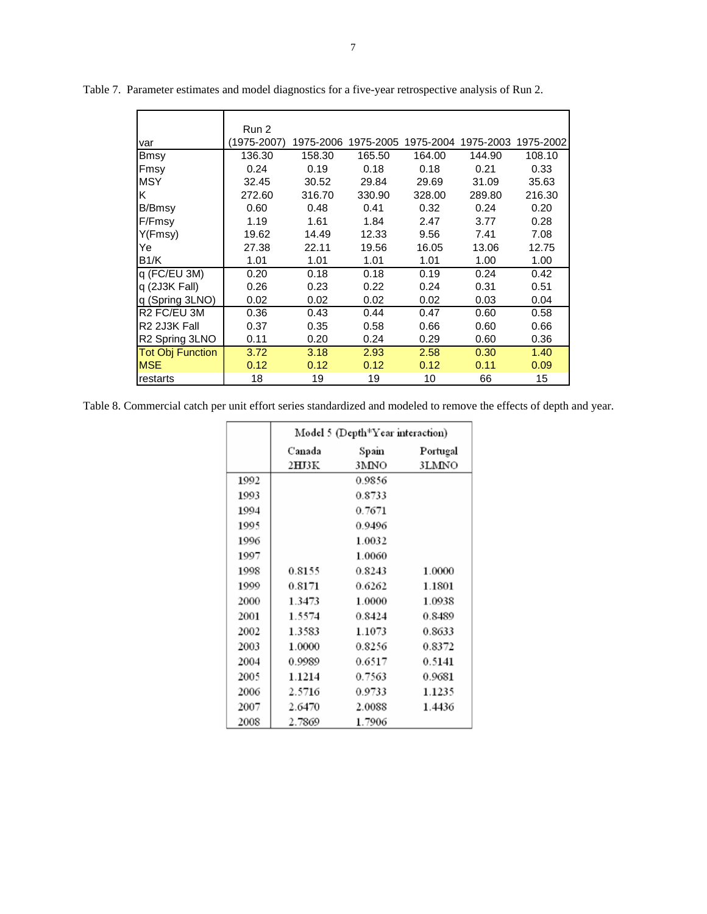Table 7. Parameter estimates and model diagnostics for a five-year retrospective analysis of Run 2.

| var | Run 2 (1975-2007) | 1975-2006 | 1975-2005 | 1975-2004 | 1975-2003 | 1975-2002 |
|---|---|---|---|---|---|---|
| Bmsy | 136.30 | 158.30 | 165.50 | 164.00 | 144.90 | 108.10 |
| Fmsy | 0.24 | 0.19 | 0.18 | 0.18 | 0.21 | 0.33 |
| MSY | 32.45 | 30.52 | 29.84 | 29.69 | 31.09 | 35.63 |
| K | 272.60 | 316.70 | 330.90 | 328.00 | 289.80 | 216.30 |
| B/Bmsy | 0.60 | 0.48 | 0.41 | 0.32 | 0.24 | 0.20 |
| F/Fmsy | 1.19 | 1.61 | 1.84 | 2.47 | 3.77 | 0.28 |
| Y(Fmsy) | 19.62 | 14.49 | 12.33 | 9.56 | 7.41 | 7.08 |
| Ye | 27.38 | 22.11 | 19.56 | 16.05 | 13.06 | 12.75 |
| B1/K | 1.01 | 1.01 | 1.01 | 1.01 | 1.00 | 1.00 |
| q (FC/EU 3M) | 0.20 | 0.18 | 0.18 | 0.19 | 0.24 | 0.42 |
| q (2J3K Fall) | 0.26 | 0.23 | 0.22 | 0.24 | 0.31 | 0.51 |
| q (Spring 3LNO) | 0.02 | 0.02 | 0.02 | 0.02 | 0.03 | 0.04 |
| R2 FC/EU 3M | 0.36 | 0.43 | 0.44 | 0.47 | 0.60 | 0.58 |
| R2 2J3K Fall | 0.37 | 0.35 | 0.58 | 0.66 | 0.60 | 0.66 |
| R2 Spring 3LNO | 0.11 | 0.20 | 0.24 | 0.29 | 0.60 | 0.36 |
| Tot Obj Function | 3.72 | 3.18 | 2.93 | 2.58 | 0.30 | 1.40 |
| MSE | 0.12 | 0.12 | 0.12 | 0.12 | 0.11 | 0.09 |
| restarts | 18 | 19 | 19 | 10 | 66 | 15 |

Table 8. Commercial catch per unit effort series standardized and modeled to remove the effects of depth and year.

| | Model 5 (Depth*Year interaction) | | |
|---|---|---|---|
| | Canada 2HJ3K | Spain 3MNO | Portugal 3LMNO |
| 1992 | | 0.9856 | |
| 1993 | | 0.8733 | |
| 1994 | | 0.7671 | |
| 1995 | | 0.9496 | |
| 1996 | | 1.0032 | |
| 1997 | | 1.0060 | |
| 1998 | 0.8155 | 0.8243 | 1.0000 |
| 1999 | 0.8171 | 0.6262 | 1.1801 |
| 2000 | 1.3473 | 1.0000 | 1.0938 |
| 2001 | 1.5574 | 0.8424 | 0.8489 |
| 2002 | 1.3583 | 1.1073 | 0.8633 |
| 2003 | 1.0000 | 0.8256 | 0.8372 |
| 2004 | 0.9989 | 0.6517 | 0.5141 |
| 2005 | 1.1214 | 0.7563 | 0.9681 |
| 2006 | 2.5716 | 0.9733 | 1.1235 |
| 2007 | 2.6470 | 2.0088 | 1.4436 |
| 2008 | 2.7869 | 1.7906 | |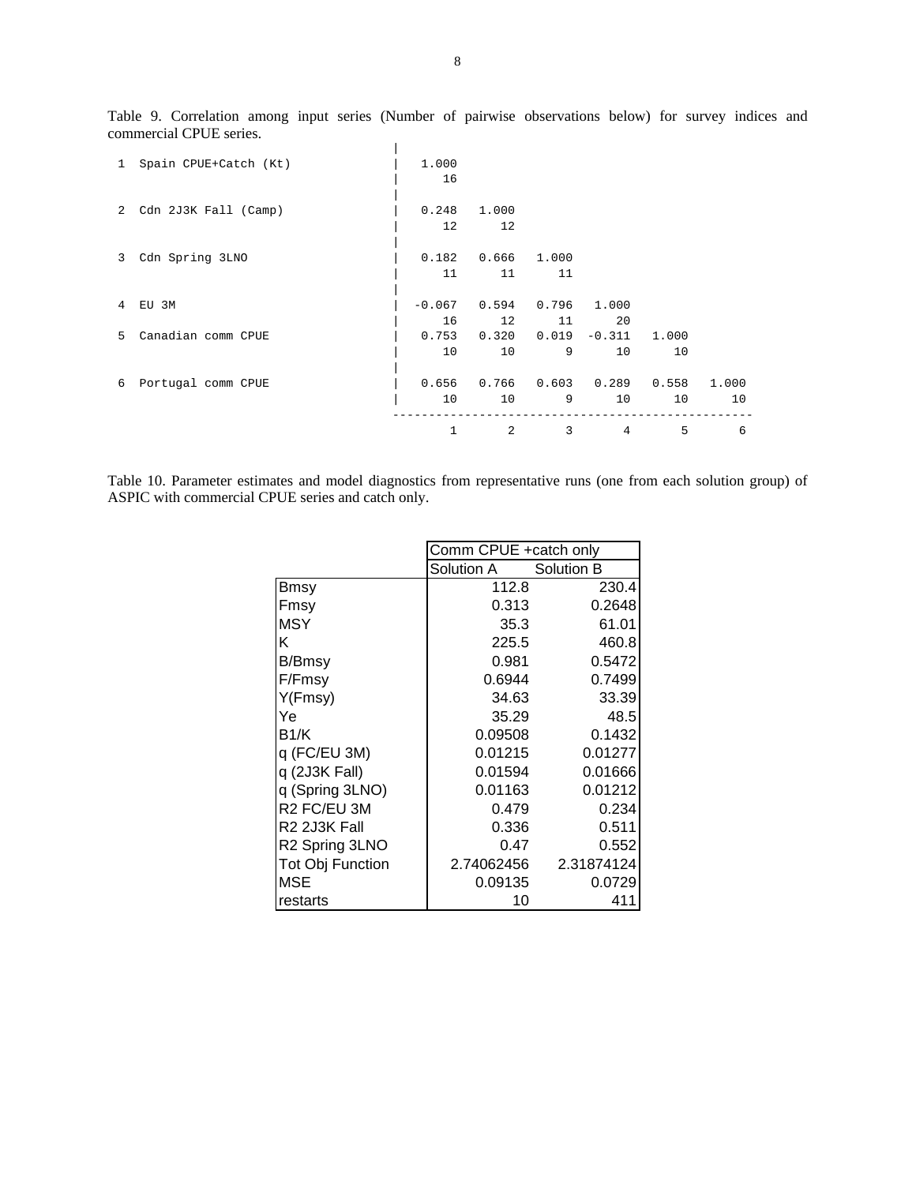Table 9. Correlation among input series (Number of pairwise observations below) for survey indices and commercial CPUE series.

```
                                       |
 1  Spain CPUE+Catch (Kt)              |   1.000
                                       |      16
                                       |
 2  Cdn 2J3K Fall (Camp)               |   0.248   1.000
                                       |      12      12
                                       |
 3  Cdn Spring 3LNO                    |   0.182   0.666   1.000
                                       |      11      11      11
                                       |
 4  EU 3M                              |  -0.067   0.594   0.796   1.000
                                       |      16      12      11      20
 5  Canadian comm CPUE                 |   0.753   0.320   0.019  -0.311   1.000
                                       |      10      10       9      10      10
                                       |
 6  Portugal comm CPUE                 |   0.656   0.766   0.603   0.289   0.558   1.000
                                       |      10      10       9      10      10      10
                                        ------------------------------------------------
                                               1       2       3       4       5       6
```

Table 10. Parameter estimates and model diagnostics from representative runs (one from each solution group) of ASPIC with commercial CPUE series and catch only.

| | Comm CPUE +catch only | |
|---|---|---|
| | Solution A | Solution B |
| Bmsy | 112.8 | 230.4 |
| Fmsy | 0.313 | 0.2648 |
| MSY | 35.3 | 61.01 |
| K | 225.5 | 460.8 |
| B/Bmsy | 0.981 | 0.5472 |
| F/Fmsy | 0.6944 | 0.7499 |
| Y(Fmsy) | 34.63 | 33.39 |
| Ye | 35.29 | 48.5 |
| B1/K | 0.09508 | 0.1432 |
| q (FC/EU 3M) | 0.01215 | 0.01277 |
| q (2J3K Fall) | 0.01594 | 0.01666 |
| q (Spring 3LNO) | 0.01163 | 0.01212 |
| R2 FC/EU 3M | 0.479 | 0.234 |
| R2 2J3K Fall | 0.336 | 0.511 |
| R2 Spring 3LNO | 0.47 | 0.552 |
| Tot Obj Function | 2.74062456 | 2.31874124 |
| MSE | 0.09135 | 0.0729 |
| restarts | 10 | 411 |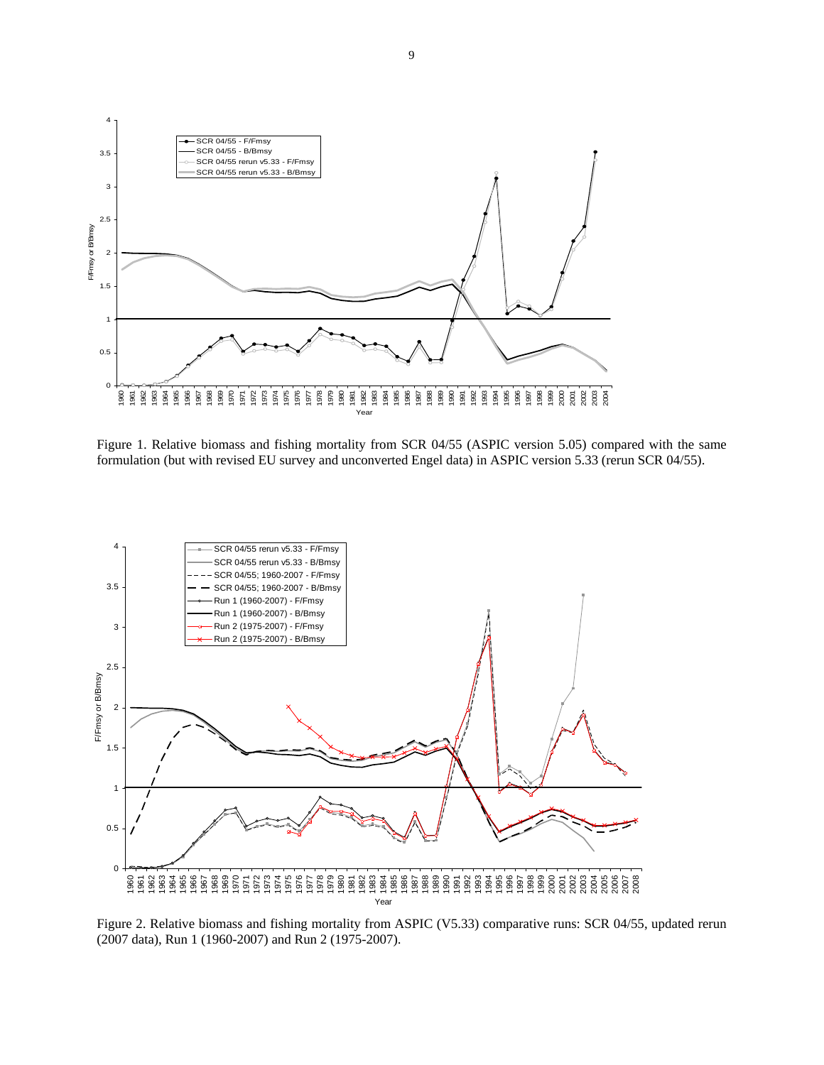Figure 1. Relative biomass and fishing mortality from SCR 04/55 (ASPIC version 5.05) compared with the same formulation (but with revised EU survey and unconverted Engel data) in ASPIC version 5.33 (rerun SCR 04/55).

Figure 2. Relative biomass and fishing mortality from ASPIC (V5.33) comparative runs: SCR 04/55, updated rerun (2007 data), Run 1 (1960-2007) and Run 2 (1975-2007).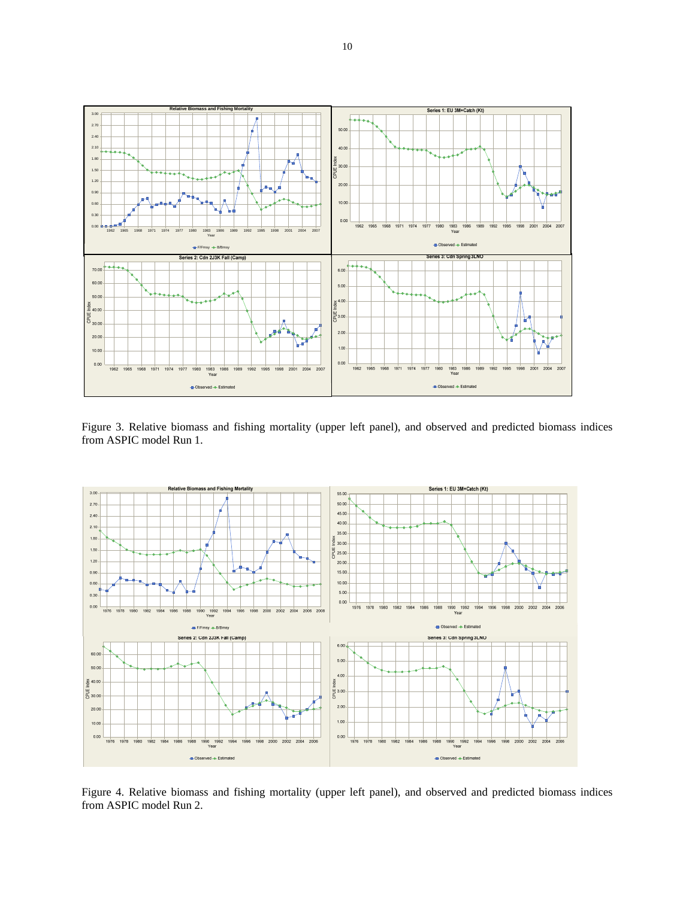Figure 3. Relative biomass and fishing mortality (upper left panel), and observed and predicted biomass indices from ASPIC model Run 1.

Figure 4. Relative biomass and fishing mortality (upper left panel), and observed and predicted biomass indices from ASPIC model Run 2.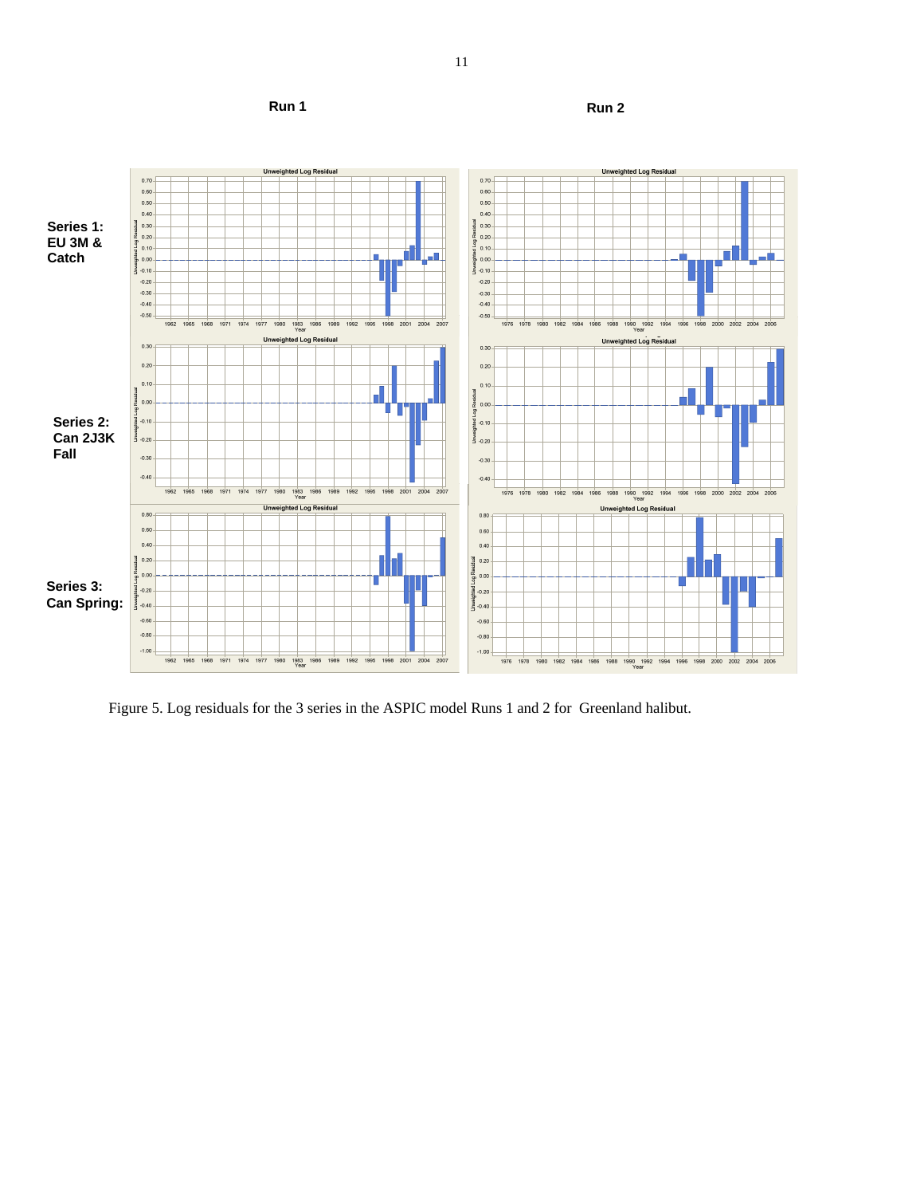Figure 5. Log residuals for the 3 series in the ASPIC model Runs 1 and 2 for Greenland halibut.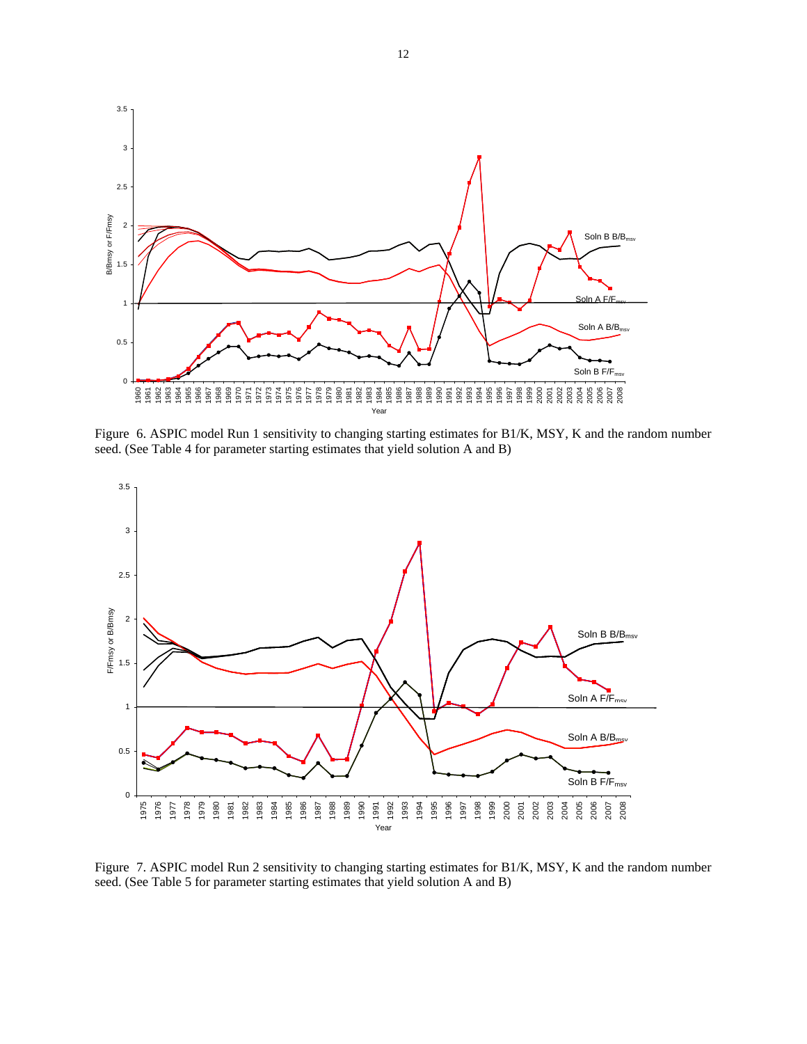Figure 6. ASPIC model Run 1 sensitivity to changing starting estimates for B1/K, MSY, K and the random number seed. (See Table 4 for parameter starting estimates that yield solution A and B)

Figure 7. ASPIC model Run 2 sensitivity to changing starting estimates for B1/K, MSY, K and the random number seed. (See Table 5 for parameter starting estimates that yield solution A and B)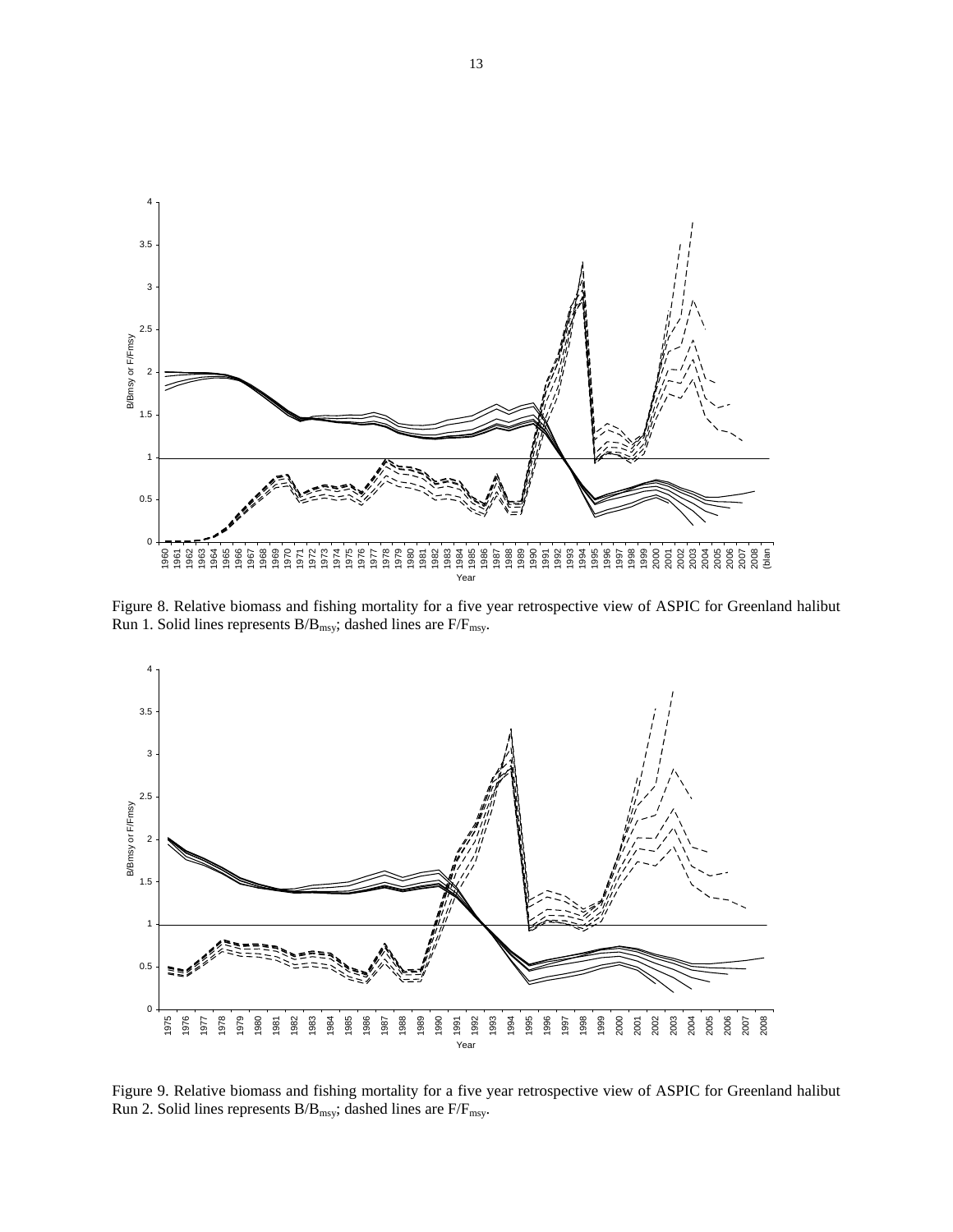Figure 8. Relative biomass and fishing mortality for a five year retrospective view of ASPIC for Greenland halibut Run 1. Solid lines represents $B/B_{msy}$; dashed lines are $F/F_{msy}$.

Figure 9. Relative biomass and fishing mortality for a five year retrospective view of ASPIC for Greenland halibut Run 2. Solid lines represents $B/B_{msy}$; dashed lines are $F/F_{msy}$.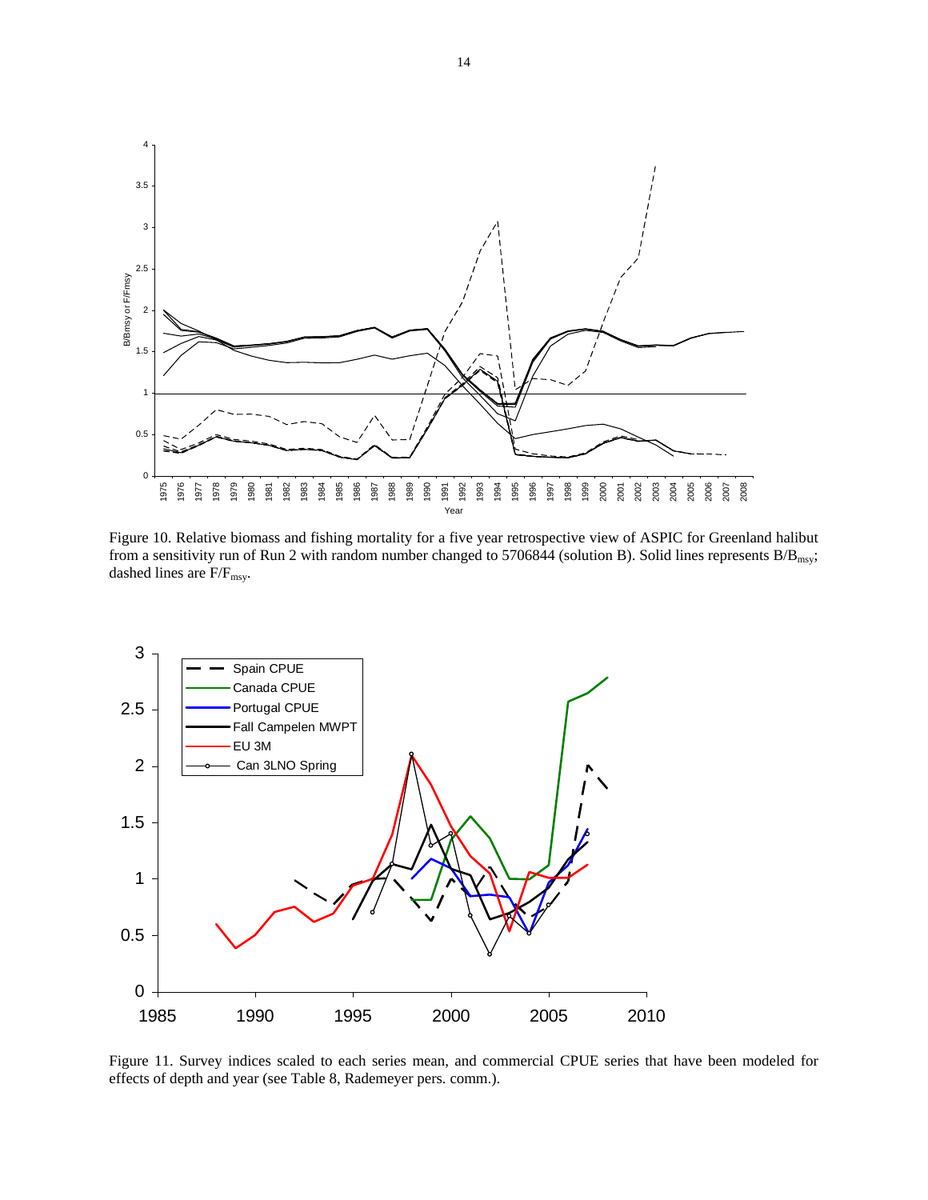Figure 10. Relative biomass and fishing mortality for a five year retrospective view of ASPIC for Greenland halibut from a sensitivity run of Run 2 with random number changed to 5706844 (solution B). Solid lines represents $B/B_{msy}$; dashed lines are $F/F_{msy}$.

Figure 11. Survey indices scaled to each series mean, and commercial CPUE series that have been modeled for effects of depth and year (see Table 8, Rademeyer pers. comm.).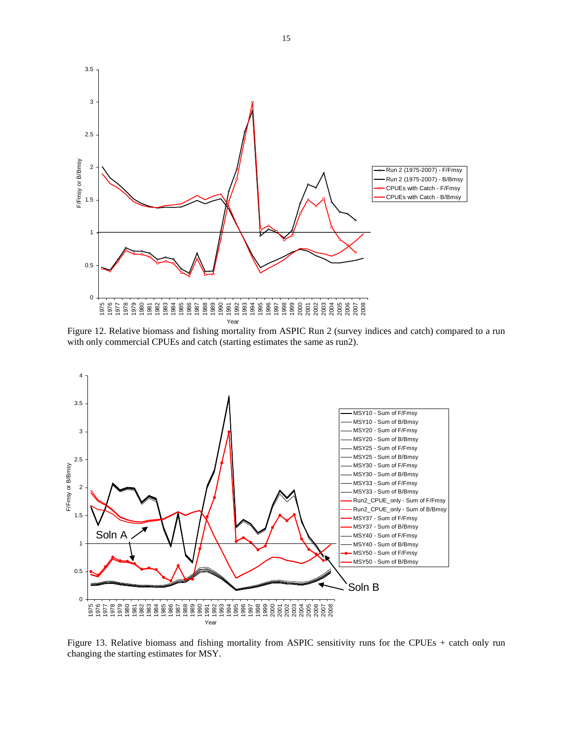Figure 12. Relative biomass and fishing mortality from ASPIC Run 2 (survey indices and catch) compared to a run with only commercial CPUEs and catch (starting estimates the same as run2).

Figure 13. Relative biomass and fishing mortality from ASPIC sensitivity runs for the CPUEs + catch only run changing the starting estimates for MSY.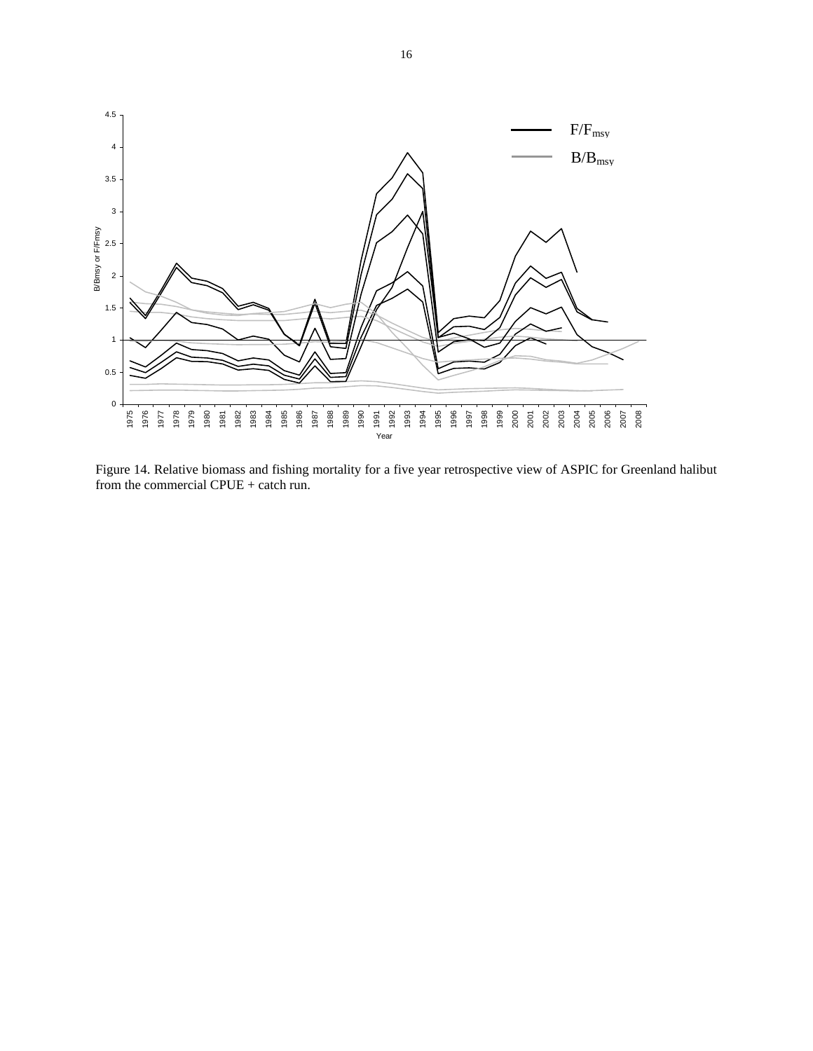F/$F_{msy}$

B/$B_{msy}$

B/Bmsy or F/Fmsy

0

0.5

1

1.5

2

2.5

3

3.5

4

4.5

1975 1976 1977 1978 1979 1980 1981 1982 1983 1984 1985 1986 1987 1988 1989 1990 1991 1992 1993 1994 1995 1996 1997 1998 1999 2000 2001 2002 2003 2004 2005 2006 2007 2008

Year

Figure 14. Relative biomass and fishing mortality for a five year retrospective view of ASPIC for Greenland halibut from the commercial CPUE + catch run.